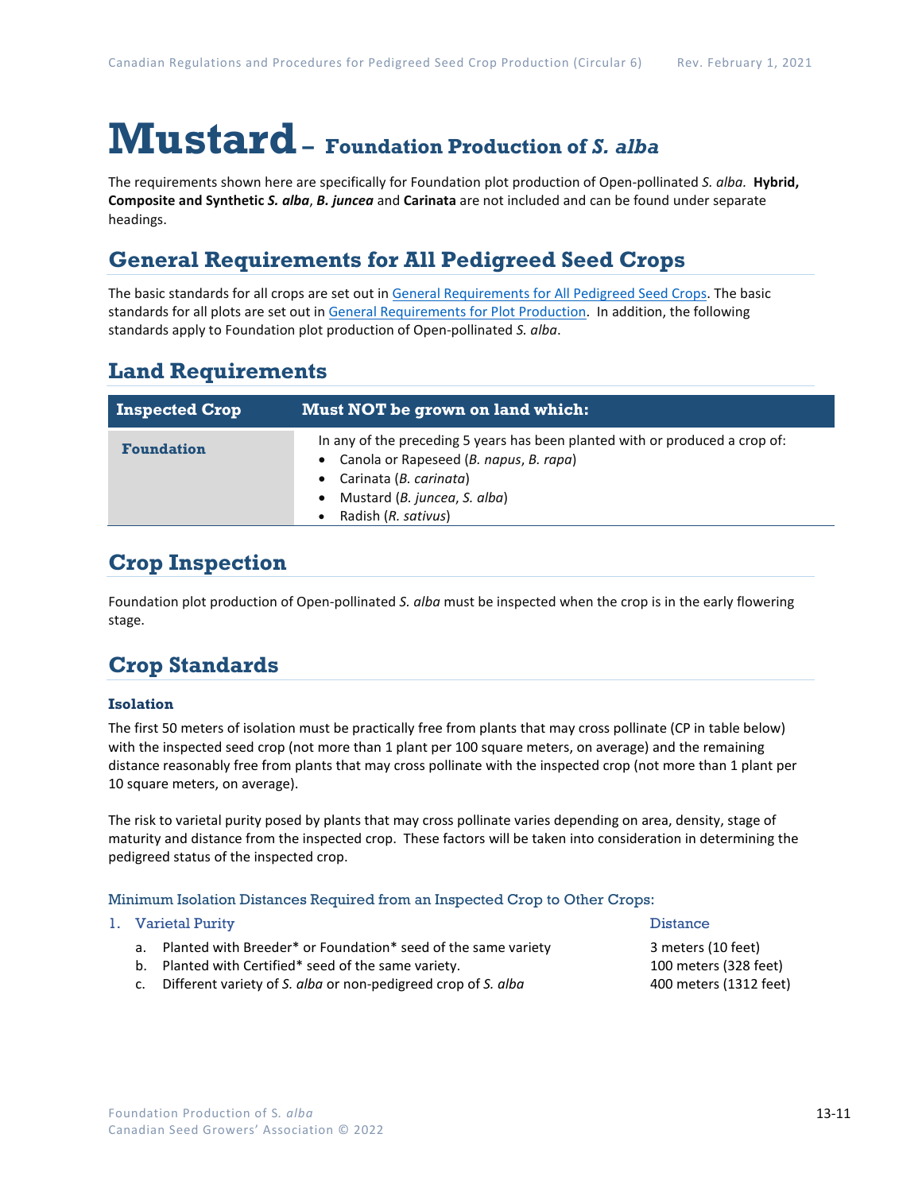# Mustard – Foundation Production of *S. alba*

The requirements shown here are specifically for Foundation plot production of Open-pollinated *S. alba*. **Hybrid, Composite and Synthetic *S. alba*, *B. juncea*** and **Carinata** are not included and can be found under separate headings.

## General Requirements for All Pedigreed Seed Crops

The basic standards for all crops are set out in General Requirements for All Pedigreed Seed Crops. The basic standards for all plots are set out in General Requirements for Plot Production. In addition, the following standards apply to Foundation plot production of Open-pollinated *S. alba*.

## Land Requirements

| Inspected Crop | Must NOT be grown on land which: |
|---|---|
| **Foundation** | In any of the preceding 5 years has been planted with or produced a crop of: <br>• Canola or Rapeseed (*B. napus*, *B. rapa*) <br>• Carinata (*B. carinata*) <br>• Mustard (*B. juncea*, *S. alba*) <br>• Radish (*R. sativus*) |

## Crop Inspection

Foundation plot production of Open-pollinated *S. alba* must be inspected when the crop is in the early flowering stage.

## Crop Standards

### Isolation

The first 50 meters of isolation must be practically free from plants that may cross pollinate (CP in table below) with the inspected seed crop (not more than 1 plant per 100 square meters, on average) and the remaining distance reasonably free from plants that may cross pollinate with the inspected crop (not more than 1 plant per 10 square meters, on average).

The risk to varietal purity posed by plants that may cross pollinate varies depending on area, density, stage of maturity and distance from the inspected crop. These factors will be taken into consideration in determining the pedigreed status of the inspected crop.

#### Minimum Isolation Distances Required from an Inspected Crop to Other Crops:

| 1. Varietal Purity | Distance |
|---|---|
| a. Planted with Breeder* or Foundation* seed of the same variety | 3 meters (10 feet) |
| b. Planted with Certified* seed of the same variety. | 100 meters (328 feet) |
| c. Different variety of *S. alba* or non-pedigreed crop of *S. alba* | 400 meters (1312 feet) |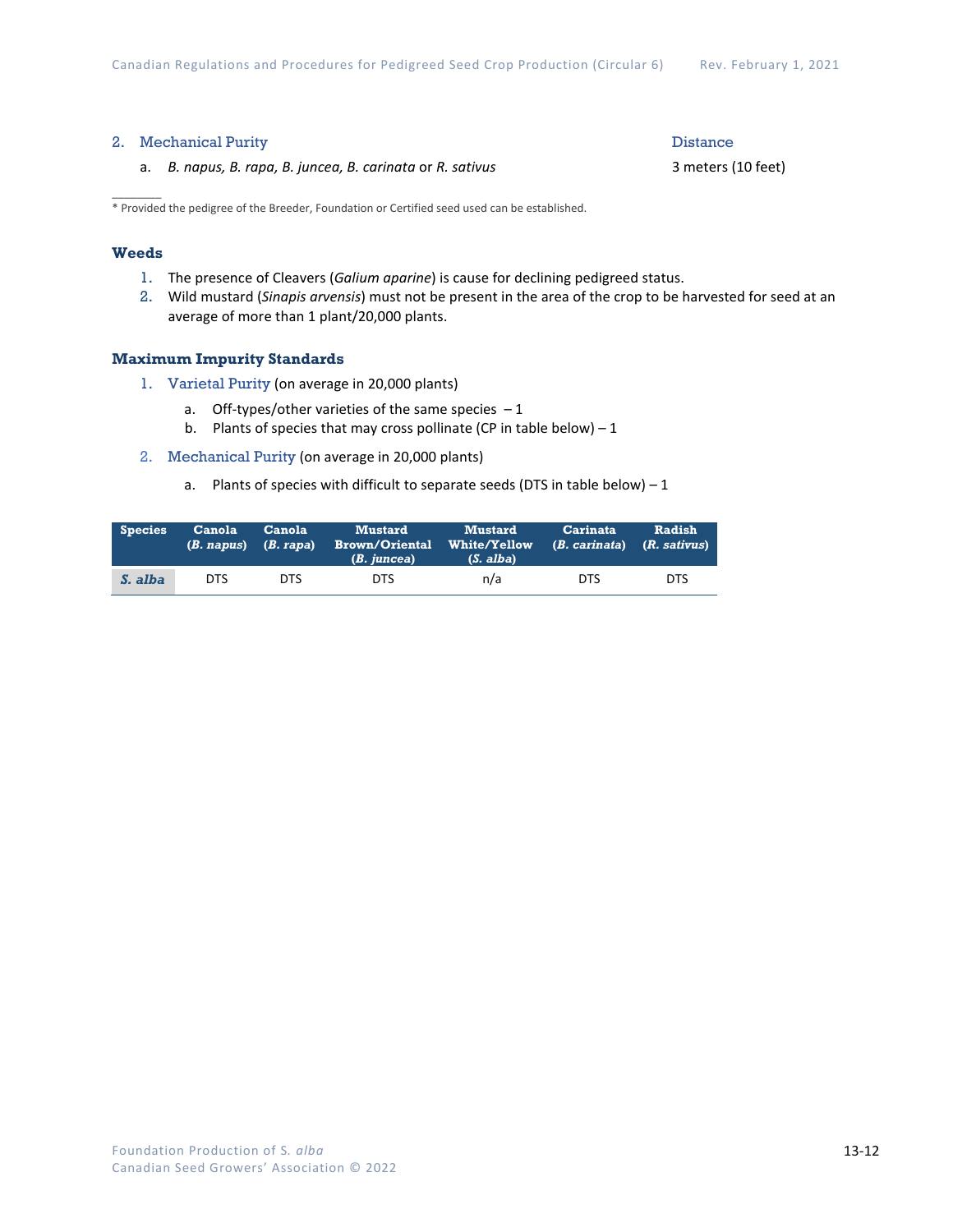2. Mechanical Purity

| | Distance |
|---|---|
| a. *B. napus, B. rapa, B. juncea, B. carinata* or *R. sativus* | 3 meters (10 feet) |

\* Provided the pedigree of the Breeder, Foundation or Certified seed used can be established.

### Weeds

1. The presence of Cleavers (*Galium aparine*) is cause for declining pedigreed status.
2. Wild mustard (*Sinapis arvensis*) must not be present in the area of the crop to be harvested for seed at an average of more than 1 plant/20,000 plants.

### Maximum Impurity Standards

1. Varietal Purity (on average in 20,000 plants)
   a. Off-types/other varieties of the same species – 1
   b. Plants of species that may cross pollinate (CP in table below) – 1
2. Mechanical Purity (on average in 20,000 plants)
   a. Plants of species with difficult to separate seeds (DTS in table below) – 1

| Species | Canola (*B. napus*) | Canola (*B. rapa*) | Mustard Brown/Oriental (*B. juncea*) | Mustard White/Yellow (*S. alba*) | Carinata (*B. carinata*) | Radish (*R. sativus*) |
|---|---|---|---|---|---|---|
| ***S. alba*** | DTS | DTS | DTS | n/a | DTS | DTS |